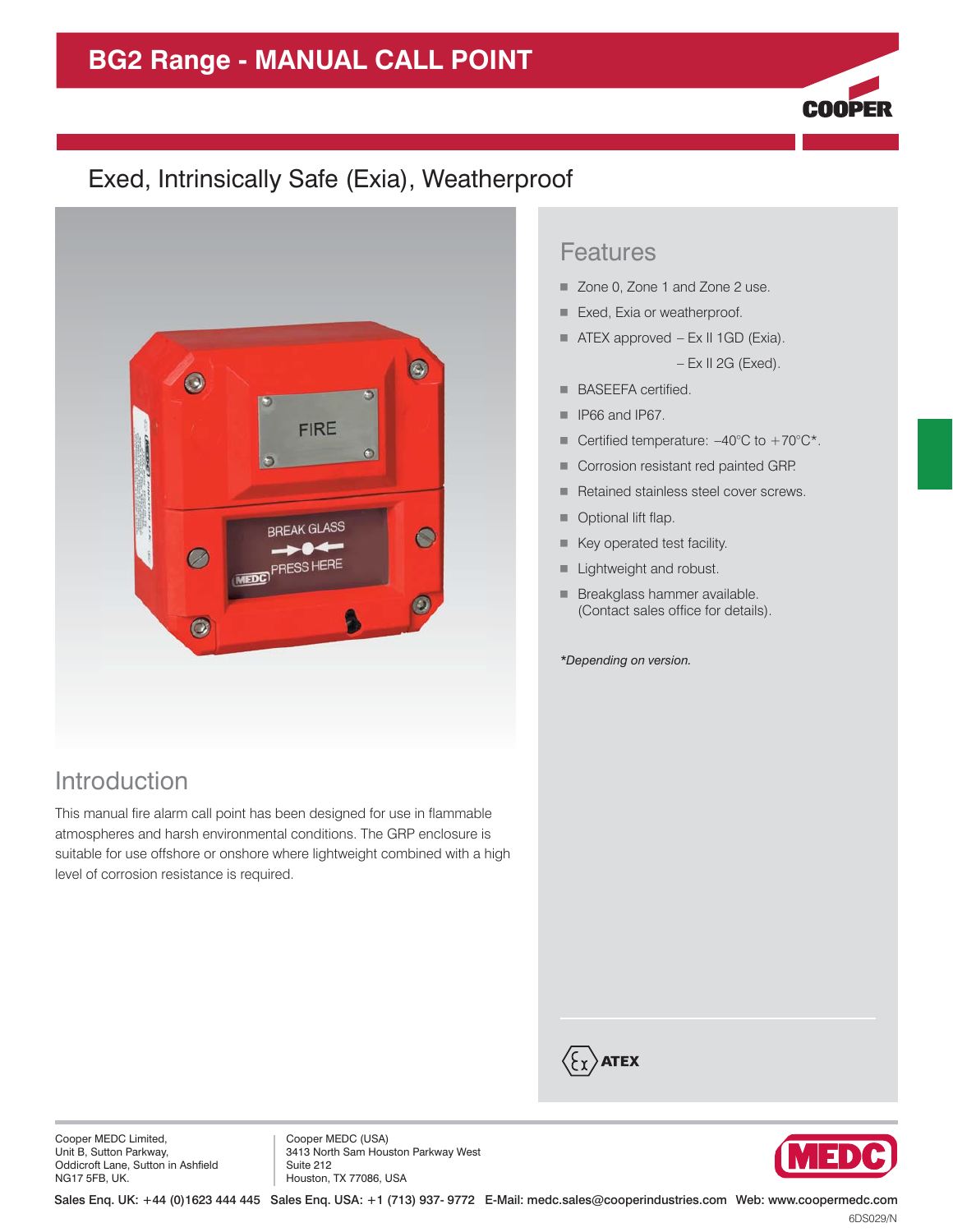# BG2 Range - MANUAL CALL POINT

## Exed, Intrinsically Safe (Exia), Weatherproof

## Features

- Zone 0, Zone 1 and Zone 2 use.
- Exed, Exia or weatherproof.
- ATEX approved – Ex II 1GD (Exia).
  – Ex II 2G (Exed).
- BASEEFA certified.
- IP66 and IP67.
- Certified temperature: –40°C to +70°C*.
- Corrosion resistant red painted GRP.
- Retained stainless steel cover screws.
- Optional lift flap.
- Key operated test facility.
- Lightweight and robust.
- Breakglass hammer available.
  (Contact sales office for details).

*\*Depending on version.*

## Introduction

This manual fire alarm call point has been designed for use in flammable atmospheres and harsh environmental conditions. The GRP enclosure is suitable for use offshore or onshore where lightweight combined with a high level of corrosion resistance is required.

ATEX

Cooper MEDC Limited,
Unit B, Sutton Parkway,
Oddicroft Lane, Sutton in Ashfield
NG17 5FB, UK.

Cooper MEDC (USA)
3413 North Sam Houston Parkway West
Suite 212
Houston, TX 77086, USA

Sales Enq. UK: +44 (0)1623 444 445 Sales Enq. USA: +1 (713) 937- 9772 E-Mail: medc.sales@cooperindustries.com Web: www.coopermedc.com

6DS029/N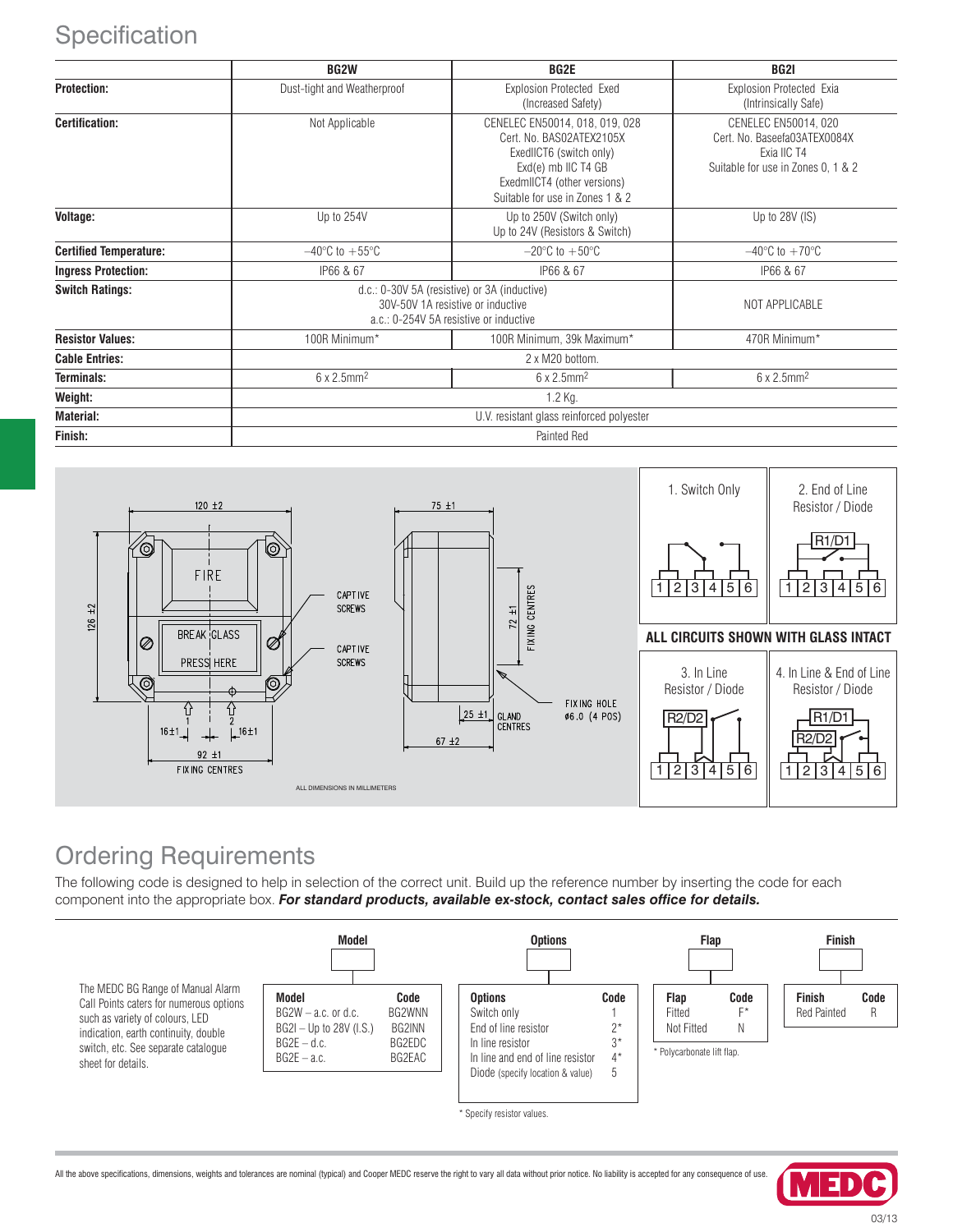## Specification

| | BG2W | BG2E | BG2I |
|---|---|---|---|
| **Protection:** | Dust-tight and Weatherproof | Explosion Protected Exed (Increased Safety) | Explosion Protected Exia (Intrinsically Safe) |
| **Certification:** | Not Applicable | CENELEC EN50014, 018, 019, 028 Cert. No. BAS02ATEX2105X ExedIICT6 (switch only) Exd(e) mb IIC T4 GB ExedmIICT4 (other versions) Suitable for use in Zones 1 & 2 | CENELEC EN50014, 020 Cert. No. Baseefa03ATEX0084X Exia IIC T4 Suitable for use in Zones 0, 1 & 2 |
| **Voltage:** | Up to 254V | Up to 250V (Switch only) Up to 24V (Resistors & Switch) | Up to 28V (IS) |
| **Certified Temperature:** | −40°C to +55°C | −20°C to +50°C | −40°C to +70°C |
| **Ingress Protection:** | IP66 & 67 | IP66 & 67 | IP66 & 67 |
| **Switch Ratings:** | d.c.: 0-30V 5A (resistive) or 3A (inductive) 30V-50V 1A resistive or inductive a.c.: 0-254V 5A resistive or inductive | | NOT APPLICABLE |
| **Resistor Values:** | 100R Minimum* | 100R Minimum, 39k Maximum* | 470R Minimum* |
| **Cable Entries:** | 2 x M20 bottom. | | |
| **Terminals:** | 6 x 2.5mm² | 6 x 2.5mm² | 6 x 2.5mm² |
| **Weight:** | 1.2 Kg. | | |
| **Material:** | U.V. resistant glass reinforced polyester | | |
| **Finish:** | Painted Red | | |

120 ±2
126 ±2
FIRE
BREAK GLASS
PRESS HERE
CAPTIVE SCREWS
CAPTIVE SCREWS
16±1
1
2
16±1
92 ±1
FIXING CENTRES
75 ±1
72 ±1
FIXING CENTRES
25 ±1 GLAND CENTRES
67 ±2
FIXING HOLE ø6.0 (4 POS)
ALL DIMENSIONS IN MILLIMETERS

1. Switch Only
2. End of Line Resistor / Diode
R1/D1
ALL CIRCUITS SHOWN WITH GLASS INTACT
3. In Line Resistor / Diode
R2/D2
4. In Line & End of Line Resistor / Diode
R1/D1
R2/D2
1 2 3 4 5 6

## Ordering Requirements

The following code is designed to help in selection of the correct unit. Build up the reference number by inserting the code for each component into the appropriate box. ***For standard products, available ex-stock, contact sales office for details.***

Model | Options | Flap | Finish

The MEDC BG Range of Manual Alarm Call Points caters for numerous options such as variety of colours, LED indication, earth continuity, double switch, etc. See separate catalogue sheet for details.

| Model | Code |
|---|---|
| BG2W – a.c. or d.c. | BG2WNN |
| BG2I – Up to 28V (I.S.) | BG2INN |
| BG2E – d.c. | BG2EDC |
| BG2E – a.c. | BG2EAC |

| Options | Code |
|---|---|
| Switch only | 1 |
| End of line resistor | 2* |
| In line resistor | 3* |
| In line and end of line resistor | 4* |
| Diode (specify location & value) | 5 |

\* Specify resistor values.

| Flap | Code |
|---|---|
| Fitted | F* |
| Not Fitted | N |

\* Polycarbonate lift flap.

| Finish | Code |
|---|---|
| Red Painted | R |

All the above specifications, dimensions, weights and tolerances are nominal (typical) and Cooper MEDC reserve the right to vary all data without prior notice. No liability is accepted for any consequence of use.

03/13